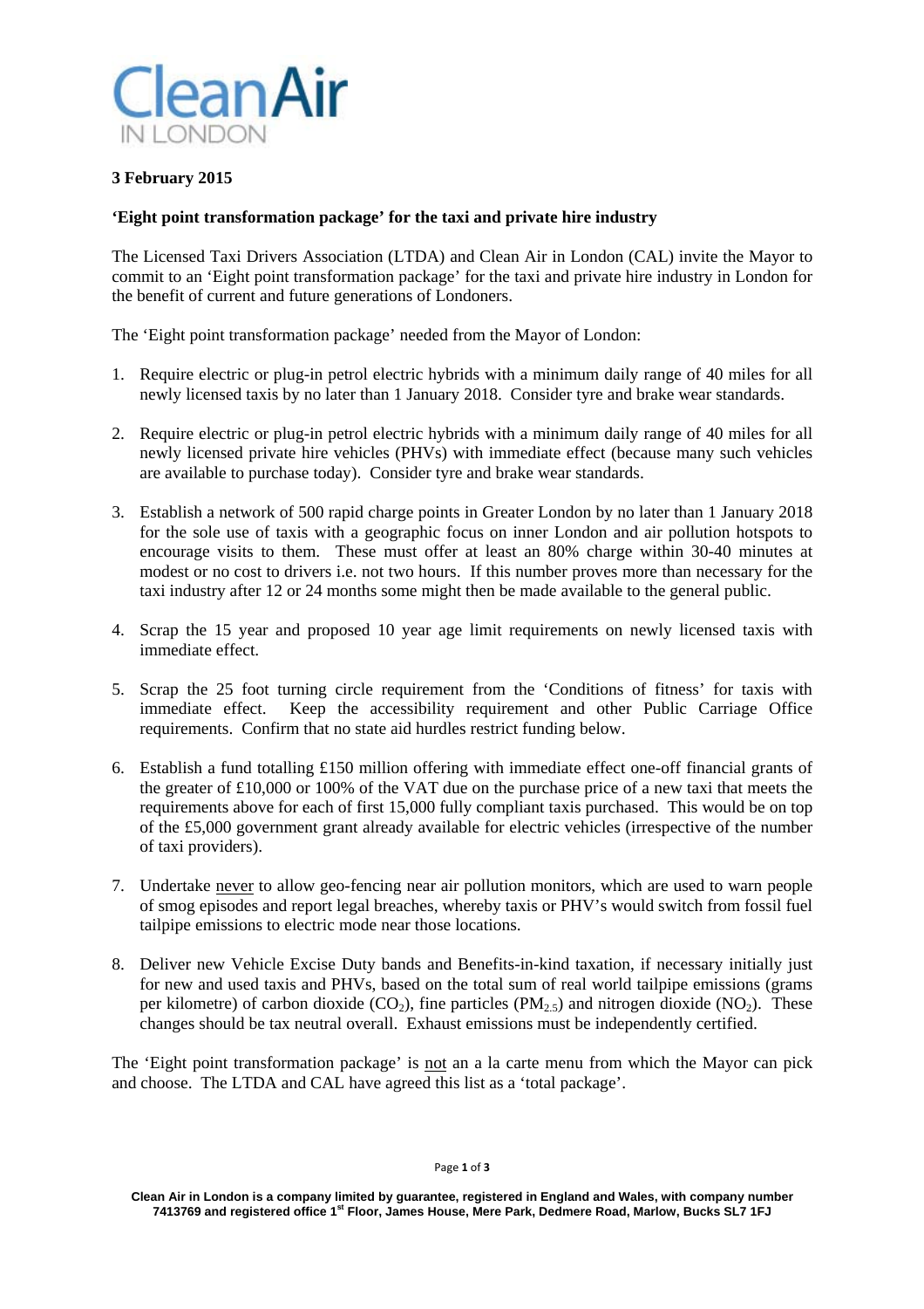Clean Air IN LONDON

**3 February 2015**

**'Eight point transformation package' for the taxi and private hire industry**

The Licensed Taxi Drivers Association (LTDA) and Clean Air in London (CAL) invite the Mayor to commit to an 'Eight point transformation package' for the taxi and private hire industry in London for the benefit of current and future generations of Londoners.

The 'Eight point transformation package' needed from the Mayor of London:

1. Require electric or plug-in petrol electric hybrids with a minimum daily range of 40 miles for all newly licensed taxis by no later than 1 January 2018. Consider tyre and brake wear standards.

2. Require electric or plug-in petrol electric hybrids with a minimum daily range of 40 miles for all newly licensed private hire vehicles (PHVs) with immediate effect (because many such vehicles are available to purchase today). Consider tyre and brake wear standards.

3. Establish a network of 500 rapid charge points in Greater London by no later than 1 January 2018 for the sole use of taxis with a geographic focus on inner London and air pollution hotspots to encourage visits to them. These must offer at least an 80% charge within 30-40 minutes at modest or no cost to drivers i.e. not two hours. If this number proves more than necessary for the taxi industry after 12 or 24 months some might then be made available to the general public.

4. Scrap the 15 year and proposed 10 year age limit requirements on newly licensed taxis with immediate effect.

5. Scrap the 25 foot turning circle requirement from the 'Conditions of fitness' for taxis with immediate effect. Keep the accessibility requirement and other Public Carriage Office requirements. Confirm that no state aid hurdles restrict funding below.

6. Establish a fund totalling £150 million offering with immediate effect one-off financial grants of the greater of £10,000 or 100% of the VAT due on the purchase price of a new taxi that meets the requirements above for each of first 15,000 fully compliant taxis purchased. This would be on top of the £5,000 government grant already available for electric vehicles (irrespective of the number of taxi providers).

7. Undertake <u>never</u> to allow geo-fencing near air pollution monitors, which are used to warn people of smog episodes and report legal breaches, whereby taxis or PHV's would switch from fossil fuel tailpipe emissions to electric mode near those locations.

8. Deliver new Vehicle Excise Duty bands and Benefits-in-kind taxation, if necessary initially just for new and used taxis and PHVs, based on the total sum of real world tailpipe emissions (grams per kilometre) of carbon dioxide ($CO_2$), fine particles ($PM_{2.5}$) and nitrogen dioxide ($NO_2$). These changes should be tax neutral overall. Exhaust emissions must be independently certified.

The 'Eight point transformation package' is <u>not</u> an a la carte menu from which the Mayor can pick and choose. The LTDA and CAL have agreed this list as a 'total package'.

**Clean Air in London is a company limited by guarantee, registered in England and Wales, with company number 7413769 and registered office 1st Floor, James House, Mere Park, Dedmere Road, Marlow, Bucks SL7 1FJ**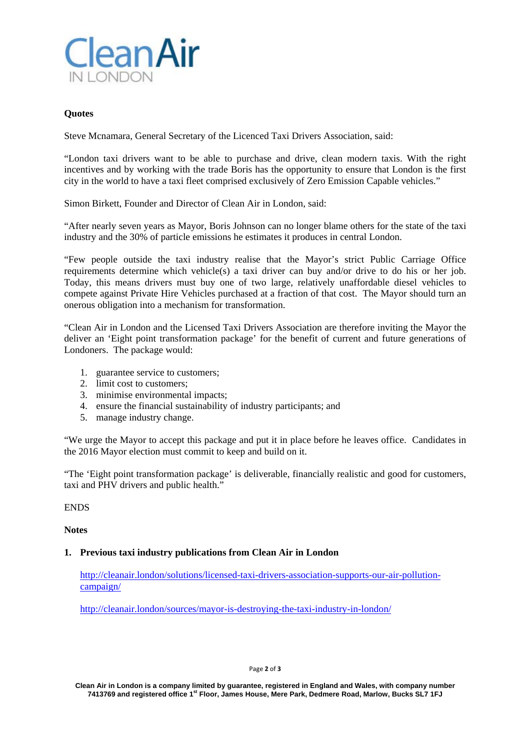**Quotes**

Steve Mcnamara, General Secretary of the Licenced Taxi Drivers Association, said:

"London taxi drivers want to be able to purchase and drive, clean modern taxis. With the right incentives and by working with the trade Boris has the opportunity to ensure that London is the first city in the world to have a taxi fleet comprised exclusively of Zero Emission Capable vehicles."

Simon Birkett, Founder and Director of Clean Air in London, said:

"After nearly seven years as Mayor, Boris Johnson can no longer blame others for the state of the taxi industry and the 30% of particle emissions he estimates it produces in central London.

"Few people outside the taxi industry realise that the Mayor's strict Public Carriage Office requirements determine which vehicle(s) a taxi driver can buy and/or drive to do his or her job. Today, this means drivers must buy one of two large, relatively unaffordable diesel vehicles to compete against Private Hire Vehicles purchased at a fraction of that cost. The Mayor should turn an onerous obligation into a mechanism for transformation.

"Clean Air in London and the Licensed Taxi Drivers Association are therefore inviting the Mayor the deliver an 'Eight point transformation package' for the benefit of current and future generations of Londoners. The package would:

1. guarantee service to customers;
2. limit cost to customers;
3. minimise environmental impacts;
4. ensure the financial sustainability of industry participants; and
5. manage industry change.

"We urge the Mayor to accept this package and put it in place before he leaves office. Candidates in the 2016 Mayor election must commit to keep and build on it.

"The 'Eight point transformation package' is deliverable, financially realistic and good for customers, taxi and PHV drivers and public health."

ENDS

**Notes**

1. **Previous taxi industry publications from Clean Air in London**

   http://cleanair.london/solutions/licensed-taxi-drivers-association-supports-our-air-pollution-campaign/

   http://cleanair.london/sources/mayor-is-destroying-the-taxi-industry-in-london/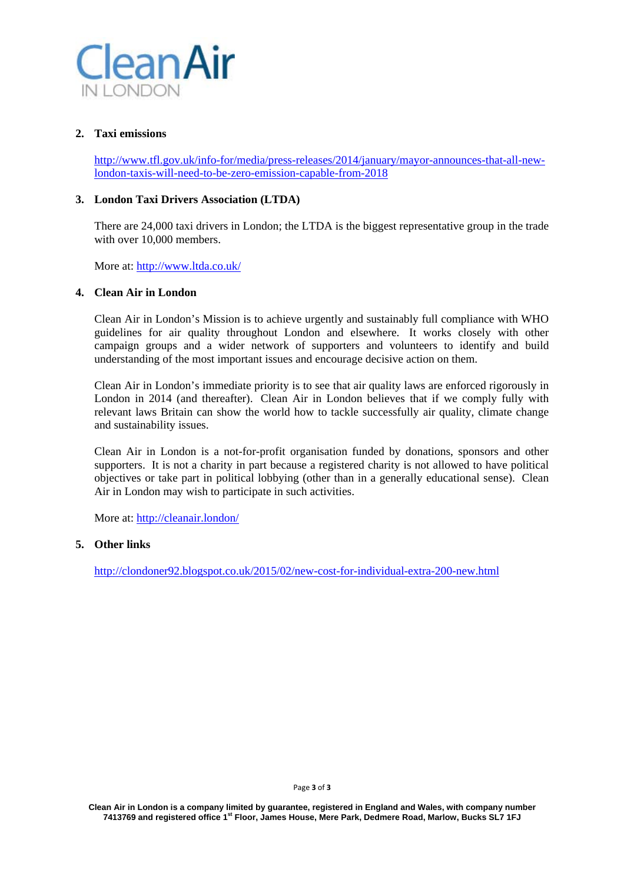**Clean Air IN LONDON**

**2. Taxi emissions**

http://www.tfl.gov.uk/info-for/media/press-releases/2014/january/mayor-announces-that-all-new-london-taxis-will-need-to-be-zero-emission-capable-from-2018

**3. London Taxi Drivers Association (LTDA)**

There are 24,000 taxi drivers in London; the LTDA is the biggest representative group in the trade with over 10,000 members.

More at: http://www.ltda.co.uk/

**4. Clean Air in London**

Clean Air in London's Mission is to achieve urgently and sustainably full compliance with WHO guidelines for air quality throughout London and elsewhere. It works closely with other campaign groups and a wider network of supporters and volunteers to identify and build understanding of the most important issues and encourage decisive action on them.

Clean Air in London's immediate priority is to see that air quality laws are enforced rigorously in London in 2014 (and thereafter). Clean Air in London believes that if we comply fully with relevant laws Britain can show the world how to tackle successfully air quality, climate change and sustainability issues.

Clean Air in London is a not-for-profit organisation funded by donations, sponsors and other supporters. It is not a charity in part because a registered charity is not allowed to have political objectives or take part in political lobbying (other than in a generally educational sense). Clean Air in London may wish to participate in such activities.

More at: http://cleanair.london/

**5. Other links**

http://clondoner92.blogspot.co.uk/2015/02/new-cost-for-individual-extra-200-new.html

**Clean Air in London is a company limited by guarantee, registered in England and Wales, with company number 7413769 and registered office 1st Floor, James House, Mere Park, Dedmere Road, Marlow, Bucks SL7 1FJ**